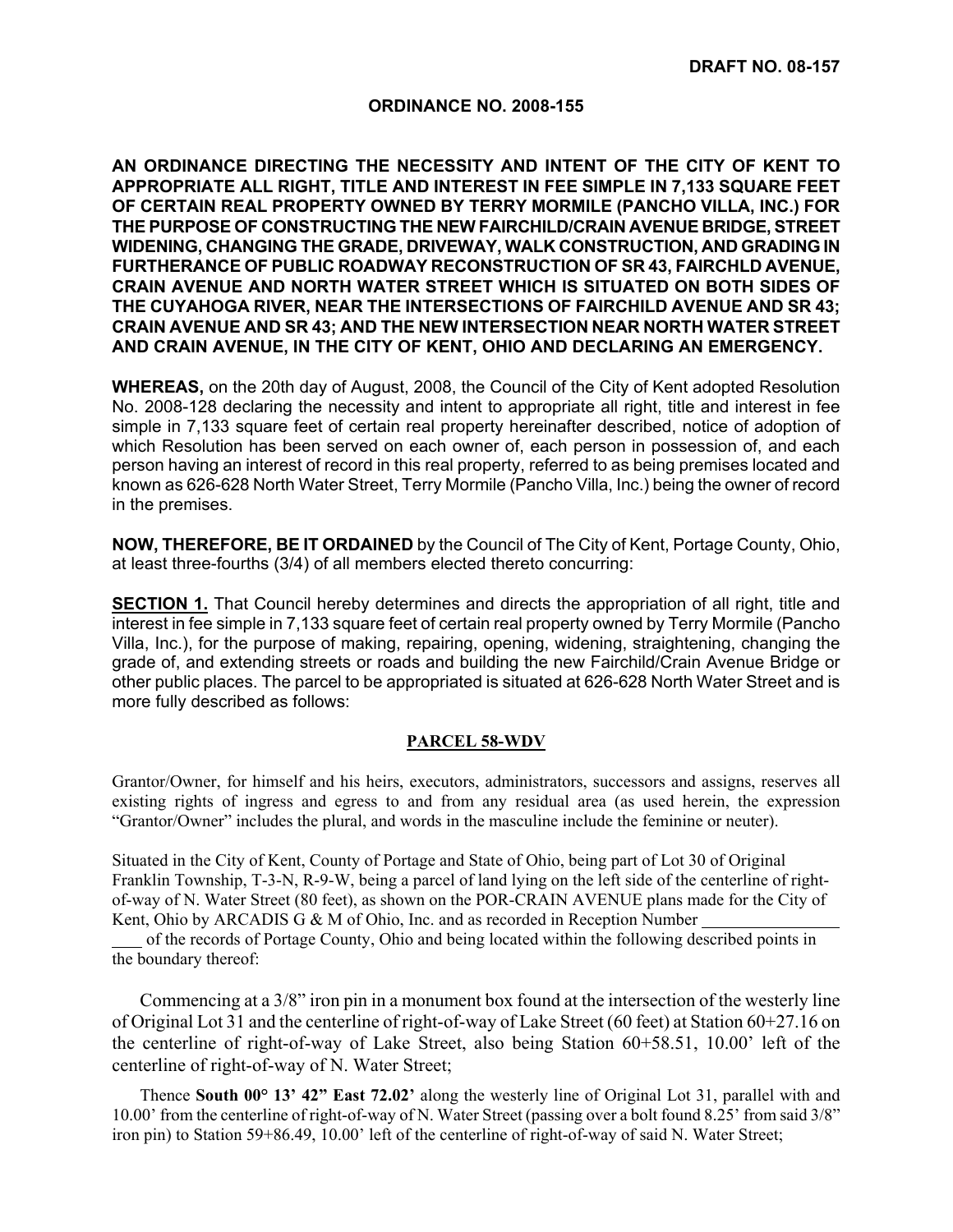**DRAFT NO. 08-157**

**ORDINANCE NO. 2008-155**

**AN ORDINANCE DIRECTING THE NECESSITY AND INTENT OF THE CITY OF KENT TO APPROPRIATE ALL RIGHT, TITLE AND INTEREST IN FEE SIMPLE IN 7,133 SQUARE FEET OF CERTAIN REAL PROPERTY OWNED BY TERRY MORMILE (PANCHO VILLA, INC.) FOR THE PURPOSE OF CONSTRUCTING THE NEW FAIRCHILD/CRAIN AVENUE BRIDGE, STREET WIDENING, CHANGING THE GRADE, DRIVEWAY, WALK CONSTRUCTION, AND GRADING IN FURTHERANCE OF PUBLIC ROADWAY RECONSTRUCTION OF SR 43, FAIRCHLD AVENUE, CRAIN AVENUE AND NORTH WATER STREET WHICH IS SITUATED ON BOTH SIDES OF THE CUYAHOGA RIVER, NEAR THE INTERSECTIONS OF FAIRCHILD AVENUE AND SR 43; CRAIN AVENUE AND SR 43; AND THE NEW INTERSECTION NEAR NORTH WATER STREET AND CRAIN AVENUE, IN THE CITY OF KENT, OHIO AND DECLARING AN EMERGENCY.**

**WHEREAS,** on the 20th day of August, 2008, the Council of the City of Kent adopted Resolution No. 2008-128 declaring the necessity and intent to appropriate all right, title and interest in fee simple in 7,133 square feet of certain real property hereinafter described, notice of adoption of which Resolution has been served on each owner of, each person in possession of, and each person having an interest of record in this real property, referred to as being premises located and known as 626-628 North Water Street, Terry Mormile (Pancho Villa, Inc.) being the owner of record in the premises.

**NOW, THEREFORE, BE IT ORDAINED** by the Council of The City of Kent, Portage County, Ohio, at least three-fourths (3/4) of all members elected thereto concurring:

**SECTION 1.** That Council hereby determines and directs the appropriation of all right, title and interest in fee simple in 7,133 square feet of certain real property owned by Terry Mormile (Pancho Villa, Inc.), for the purpose of making, repairing, opening, widening, straightening, changing the grade of, and extending streets or roads and building the new Fairchild/Crain Avenue Bridge or other public places. The parcel to be appropriated is situated at 626-628 North Water Street and is more fully described as follows:

**PARCEL 58-WDV**

Grantor/Owner, for himself and his heirs, executors, administrators, successors and assigns, reserves all existing rights of ingress and egress to and from any residual area (as used herein, the expression "Grantor/Owner" includes the plural, and words in the masculine include the feminine or neuter).

Situated in the City of Kent, County of Portage and State of Ohio, being part of Lot 30 of Original Franklin Township, T-3-N, R-9-W, being a parcel of land lying on the left side of the centerline of right-of-way of N. Water Street (80 feet), as shown on the POR-CRAIN AVENUE plans made for the City of Kent, Ohio by ARCADIS G & M of Ohio, Inc. and as recorded in Reception Number ____________________ of the records of Portage County, Ohio and being located within the following described points in the boundary thereof:

Commencing at a 3/8" iron pin in a monument box found at the intersection of the westerly line of Original Lot 31 and the centerline of right-of-way of Lake Street (60 feet) at Station 60+27.16 on the centerline of right-of-way of Lake Street, also being Station 60+58.51, 10.00' left of the centerline of right-of-way of N. Water Street;

Thence **South 00° 13' 42" East 72.02'** along the westerly line of Original Lot 31, parallel with and 10.00' from the centerline of right-of-way of N. Water Street (passing over a bolt found 8.25' from said 3/8" iron pin) to Station 59+86.49, 10.00' left of the centerline of right-of-way of said N. Water Street;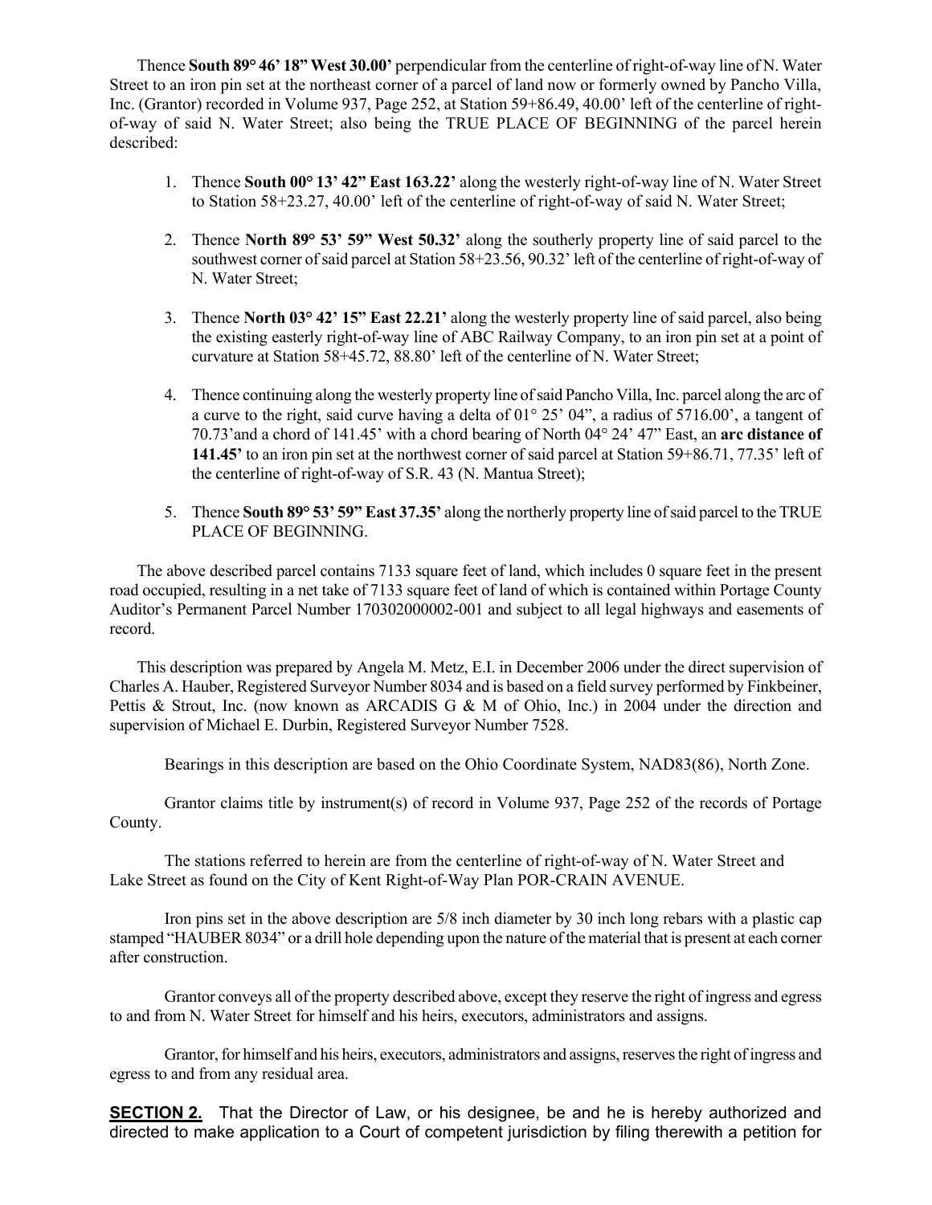Thence **South 89° 46' 18" West 30.00'** perpendicular from the centerline of right-of-way line of N. Water Street to an iron pin set at the northeast corner of a parcel of land now or formerly owned by Pancho Villa, Inc. (Grantor) recorded in Volume 937, Page 252, at Station 59+86.49, 40.00' left of the centerline of right-of-way of said N. Water Street; also being the TRUE PLACE OF BEGINNING of the parcel herein described:

1. Thence **South 00° 13' 42" East 163.22'** along the westerly right-of-way line of N. Water Street to Station 58+23.27, 40.00' left of the centerline of right-of-way of said N. Water Street;

2. Thence **North 89° 53' 59" West 50.32'** along the southerly property line of said parcel to the southwest corner of said parcel at Station 58+23.56, 90.32' left of the centerline of right-of-way of N. Water Street;

3. Thence **North 03° 42' 15" East 22.21'** along the westerly property line of said parcel, also being the existing easterly right-of-way line of ABC Railway Company, to an iron pin set at a point of curvature at Station 58+45.72, 88.80' left of the centerline of N. Water Street;

4. Thence continuing along the westerly property line of said Pancho Villa, Inc. parcel along the arc of a curve to the right, said curve having a delta of 01° 25' 04", a radius of 5716.00', a tangent of 70.73'and a chord of 141.45' with a chord bearing of North 04° 24' 47" East, an **arc distance of 141.45'** to an iron pin set at the northwest corner of said parcel at Station 59+86.71, 77.35' left of the centerline of right-of-way of S.R. 43 (N. Mantua Street);

5. Thence **South 89° 53' 59" East 37.35'** along the northerly property line of said parcel to the TRUE PLACE OF BEGINNING.

The above described parcel contains 7133 square feet of land, which includes 0 square feet in the present road occupied, resulting in a net take of 7133 square feet of land of which is contained within Portage County Auditor's Permanent Parcel Number 170302000002-001 and subject to all legal highways and easements of record.

This description was prepared by Angela M. Metz, E.I. in December 2006 under the direct supervision of Charles A. Hauber, Registered Surveyor Number 8034 and is based on a field survey performed by Finkbeiner, Pettis & Strout, Inc. (now known as ARCADIS G & M of Ohio, Inc.) in 2004 under the direction and supervision of Michael E. Durbin, Registered Surveyor Number 7528.

Bearings in this description are based on the Ohio Coordinate System, NAD83(86), North Zone.

Grantor claims title by instrument(s) of record in Volume 937, Page 252 of the records of Portage County.

The stations referred to herein are from the centerline of right-of-way of N. Water Street and Lake Street as found on the City of Kent Right-of-Way Plan POR-CRAIN AVENUE.

Iron pins set in the above description are 5/8 inch diameter by 30 inch long rebars with a plastic cap stamped "HAUBER 8034" or a drill hole depending upon the nature of the material that is present at each corner after construction.

Grantor conveys all of the property described above, except they reserve the right of ingress and egress to and from N. Water Street for himself and his heirs, executors, administrators and assigns.

Grantor, for himself and his heirs, executors, administrators and assigns, reserves the right of ingress and egress to and from any residual area.

**SECTION 2.** That the Director of Law, or his designee, be and he is hereby authorized and directed to make application to a Court of competent jurisdiction by filing therewith a petition for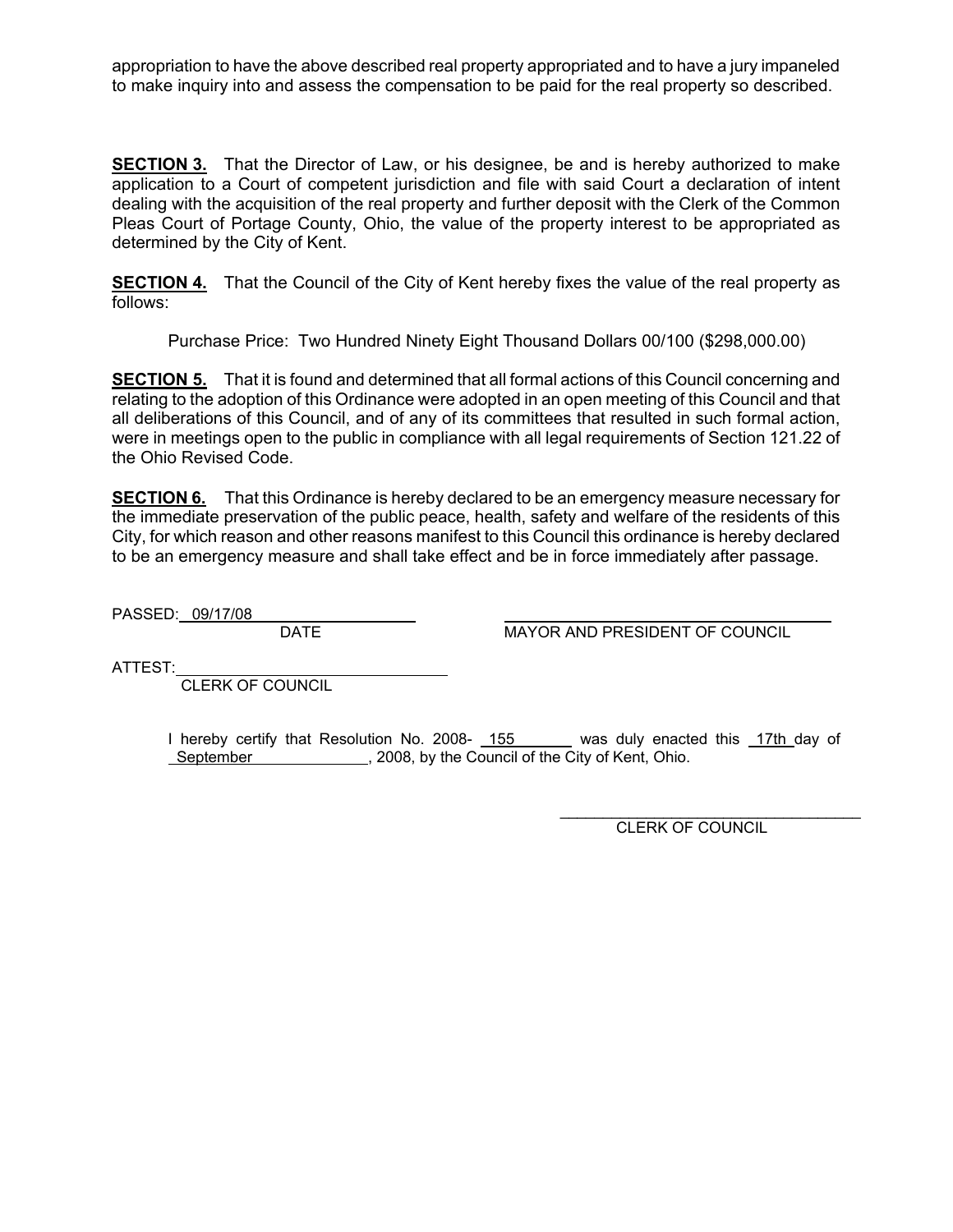appropriation to have the above described real property appropriated and to have a jury impaneled to make inquiry into and assess the compensation to be paid for the real property so described.

**SECTION 3.** That the Director of Law, or his designee, be and is hereby authorized to make application to a Court of competent jurisdiction and file with said Court a declaration of intent dealing with the acquisition of the real property and further deposit with the Clerk of the Common Pleas Court of Portage County, Ohio, the value of the property interest to be appropriated as determined by the City of Kent.

**SECTION 4.** That the Council of the City of Kent hereby fixes the value of the real property as follows:

Purchase Price: Two Hundred Ninety Eight Thousand Dollars 00/100 ($298,000.00)

**SECTION 5.** That it is found and determined that all formal actions of this Council concerning and relating to the adoption of this Ordinance were adopted in an open meeting of this Council and that all deliberations of this Council, and of any of its committees that resulted in such formal action, were in meetings open to the public in compliance with all legal requirements of Section 121.22 of the Ohio Revised Code.

**SECTION 6.** That this Ordinance is hereby declared to be an emergency measure necessary for the immediate preservation of the public peace, health, safety and welfare of the residents of this City, for which reason and other reasons manifest to this Council this ordinance is hereby declared to be an emergency measure and shall take effect and be in force immediately after passage.

PASSED: 09/17/08
DATE

MAYOR AND PRESIDENT OF COUNCIL

ATTEST: 
CLERK OF COUNCIL

I hereby certify that Resolution No. 2008- 155 was duly enacted this 17th day of September, 2008, by the Council of the City of Kent, Ohio.

CLERK OF COUNCIL